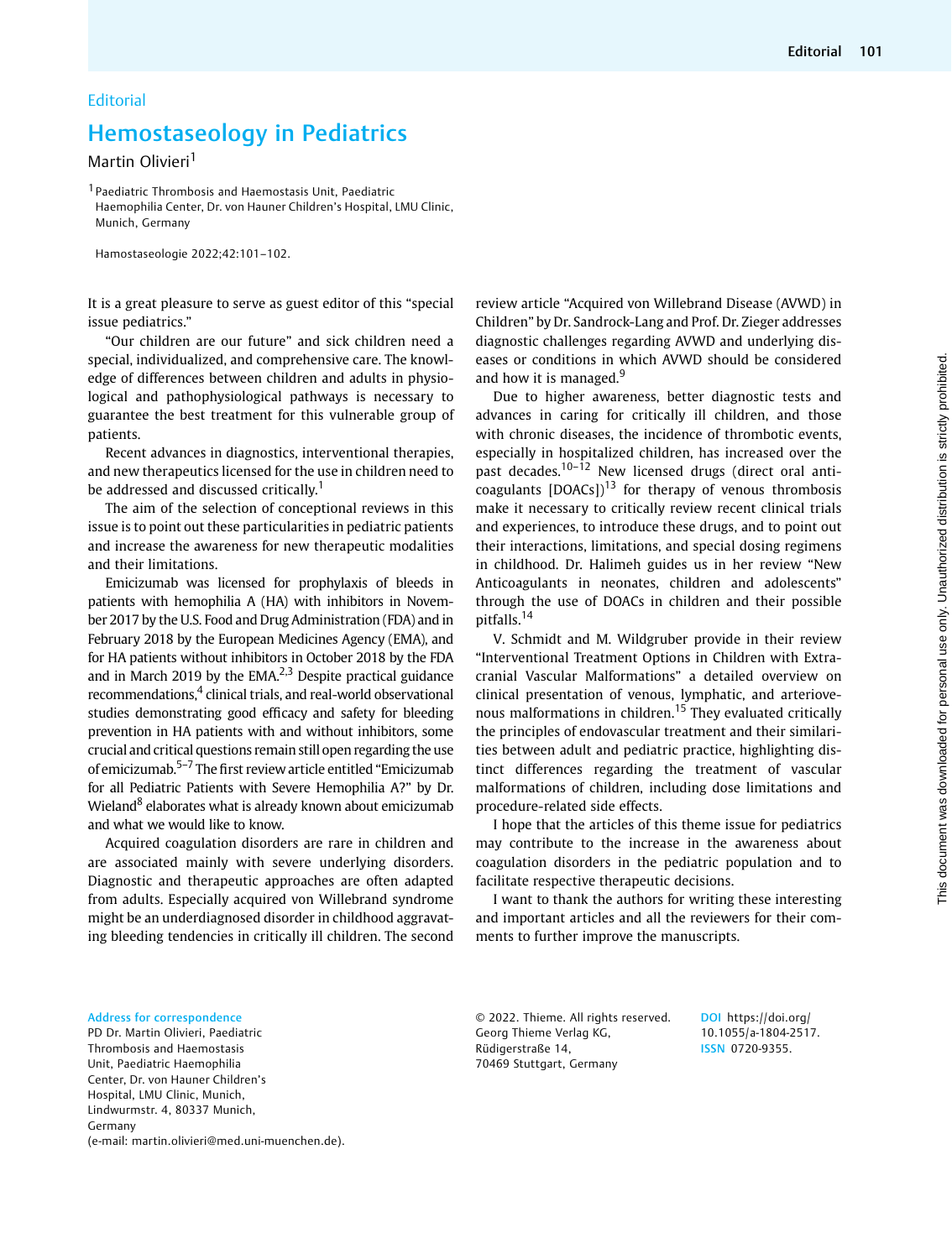Editorial

# Hemostaseology in Pediatrics

Martin Olivieri[1]

[1] Paediatric Thrombosis and Haemostasis Unit, Paediatric Haemophilia Center, Dr. von Hauner Children's Hospital, LMU Clinic, Munich, Germany

Hamostaseologie 2022;42:101–102.

It is a great pleasure to serve as guest editor of this "special issue pediatrics."

"Our children are our future" and sick children need a special, individualized, and comprehensive care. The knowledge of differences between children and adults in physiological and pathophysiological pathways is necessary to guarantee the best treatment for this vulnerable group of patients.

Recent advances in diagnostics, interventional therapies, and new therapeutics licensed for the use in children need to be addressed and discussed critically.[1]

The aim of the selection of conceptional reviews in this issue is to point out these particularities in pediatric patients and increase the awareness for new therapeutic modalities and their limitations.

Emicizumab was licensed for prophylaxis of bleeds in patients with hemophilia A (HA) with inhibitors in November 2017 by the U.S. Food and Drug Administration (FDA) and in February 2018 by the European Medicines Agency (EMA), and for HA patients without inhibitors in October 2018 by the FDA and in March 2019 by the EMA.[2,3] Despite practical guidance recommendations,[4] clinical trials, and real-world observational studies demonstrating good efficacy and safety for bleeding prevention in HA patients with and without inhibitors, some crucial and critical questions remain still open regarding the use of emicizumab.[5–7] The first review article entitled "Emicizumab for all Pediatric Patients with Severe Hemophilia A?" by Dr. Wieland[8] elaborates what is already known about emicizumab and what we would like to know.

Acquired coagulation disorders are rare in children and are associated mainly with severe underlying disorders. Diagnostic and therapeutic approaches are often adapted from adults. Especially acquired von Willebrand syndrome might be an underdiagnosed disorder in childhood aggravating bleeding tendencies in critically ill children. The second review article "Acquired von Willebrand Disease (AVWD) in Children" by Dr. Sandrock-Lang and Prof. Dr. Zieger addresses diagnostic challenges regarding AVWD and underlying diseases or conditions in which AVWD should be considered and how it is managed.[9]

Due to higher awareness, better diagnostic tests and advances in caring for critically ill children, and those with chronic diseases, the incidence of thrombotic events, especially in hospitalized children, has increased over the past decades.[10–12] New licensed drugs (direct oral anticoagulants [DOACs])[13] for therapy of venous thrombosis make it necessary to critically review recent clinical trials and experiences, to introduce these drugs, and to point out their interactions, limitations, and special dosing regimens in childhood. Dr. Halimeh guides us in her review "New Anticoagulants in neonates, children and adolescents" through the use of DOACs in children and their possible pitfalls.[14]

V. Schmidt and M. Wildgruber provide in their review "Interventional Treatment Options in Children with Extracranial Vascular Malformations" a detailed overview on clinical presentation of venous, lymphatic, and arteriovenous malformations in children.[15] They evaluated critically the principles of endovascular treatment and their similarities between adult and pediatric practice, highlighting distinct differences regarding the treatment of vascular malformations of children, including dose limitations and procedure-related side effects.

I hope that the articles of this theme issue for pediatrics may contribute to the increase in the awareness about coagulation disorders in the pediatric population and to facilitate respective therapeutic decisions.

I want to thank the authors for writing these interesting and important articles and all the reviewers for their comments to further improve the manuscripts.

**Address for correspondence**
PD Dr. Martin Olivieri, Paediatric Thrombosis and Haemostasis Unit, Paediatric Haemophilia Center, Dr. von Hauner Children's Hospital, LMU Clinic, Munich, Lindwurmstr. 4, 80337 Munich, Germany (e-mail: martin.olivieri@med.uni-muenchen.de).

© 2022. Thieme. All rights reserved.
Georg Thieme Verlag KG, Rüdigerstraße 14, 70469 Stuttgart, Germany

DOI https://doi.org/10.1055/a-1804-2517.
ISSN 0720-9355.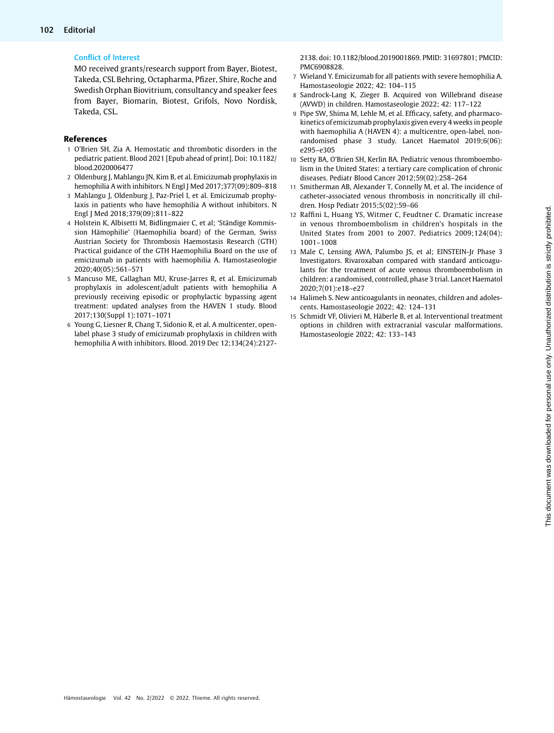## Conflict of Interest

MO received grants/research support from Bayer, Biotest, Takeda, CSL Behring, Octapharma, Pfizer, Shire, Roche and Swedish Orphan Biovitrium, consultancy and speaker fees from Bayer, Biomarin, Biotest, Grifols, Novo Nordisk, Takeda, CSL.

## References

1. O'Brien SH, Zia A. Hemostatic and thrombotic disorders in the pediatric patient. Blood 2021 [Epub ahead of print]. Doi: 10.1182/blood.2020006477
2. Oldenburg J, Mahlangu JN, Kim B, et al. Emicizumab prophylaxis in hemophilia A with inhibitors. N Engl J Med 2017;377(09):809–818
3. Mahlangu J, Oldenburg J, Paz-Priel I, et al. Emicizumab prophylaxis in patients who have hemophilia A without inhibitors. N Engl J Med 2018;379(09):811–822
4. Holstein K, Albisetti M, Bidlingmaier C, et al; 'Ständige Kommission Hämophilie' (Haemophilia board) of the German, Swiss Austrian Society for Thrombosis Haemostasis Research (GTH) Practical guidance of the GTH Haemophilia Board on the use of emicizumab in patients with haemophilia A. Hamostaseologie 2020;40(05):561–571
5. Mancuso ME, Callaghan MU, Kruse-Jarres R, et al. Emicizumab prophylaxis in adolescent/adult patients with hemophilia A previously receiving episodic or prophylactic bypassing agent treatment: updated analyses from the HAVEN 1 study. Blood 2017;130(Suppl 1):1071–1071
6. Young G, Liesner R, Chang T, Sidonio R, et al. A multicenter, open-label phase 3 study of emicizumab prophylaxis in children with hemophilia A with inhibitors. Blood. 2019 Dec 12;134(24):2127-2138. doi: 10.1182/blood.2019001869. PMID: 31697801; PMCID: PMC6908828.
7. Wieland Y. Emicizumab for all patients with severe hemophilia A. Hamostaseologie 2022; 42: 104–115
8. Sandrock-Lang K, Zieger B. Acquired von Willebrand disease (AVWD) in children. Hamostaseologie 2022; 42: 117–122
9. Pipe SW, Shima M, Lehle M, et al. Efficacy, safety, and pharmacokinetics of emicizumab prophylaxis given every 4 weeks in people with haemophilia A (HAVEN 4): a multicentre, open-label, non-randomised phase 3 study. Lancet Haematol 2019;6(06):e295–e305
10. Setty BA, O'Brien SH, Kerlin BA. Pediatric venous thromboembolism in the United States: a tertiary care complication of chronic diseases. Pediatr Blood Cancer 2012;59(02):258–264
11. Smitherman AB, Alexander T, Connelly M, et al. The incidence of catheter-associated venous thrombosis in noncritically ill children. Hosp Pediatr 2015;5(02):59–66
12. Raffini L, Huang YS, Witmer C, Feudtner C. Dramatic increase in venous thromboembolism in children's hospitals in the United States from 2001 to 2007. Pediatrics 2009;124(04):1001–1008
13. Male C, Lensing AWA, Palumbo JS, et al; EINSTEIN-Jr Phase 3 Investigators. Rivaroxaban compared with standard anticoagulants for the treatment of acute venous thromboembolism in children: a randomised, controlled, phase 3 trial. Lancet Haematol 2020;7(01):e18–e27
14. Halimeh S. New anticoagulants in neonates, children and adolescents. Hamostaseologie 2022; 42: 124–131
15. Schmidt VF, Olivieri M, Häberle B, et al. Interventional treatment options in children with extracranial vascular malformations. Hamostaseologie 2022; 42: 133–143